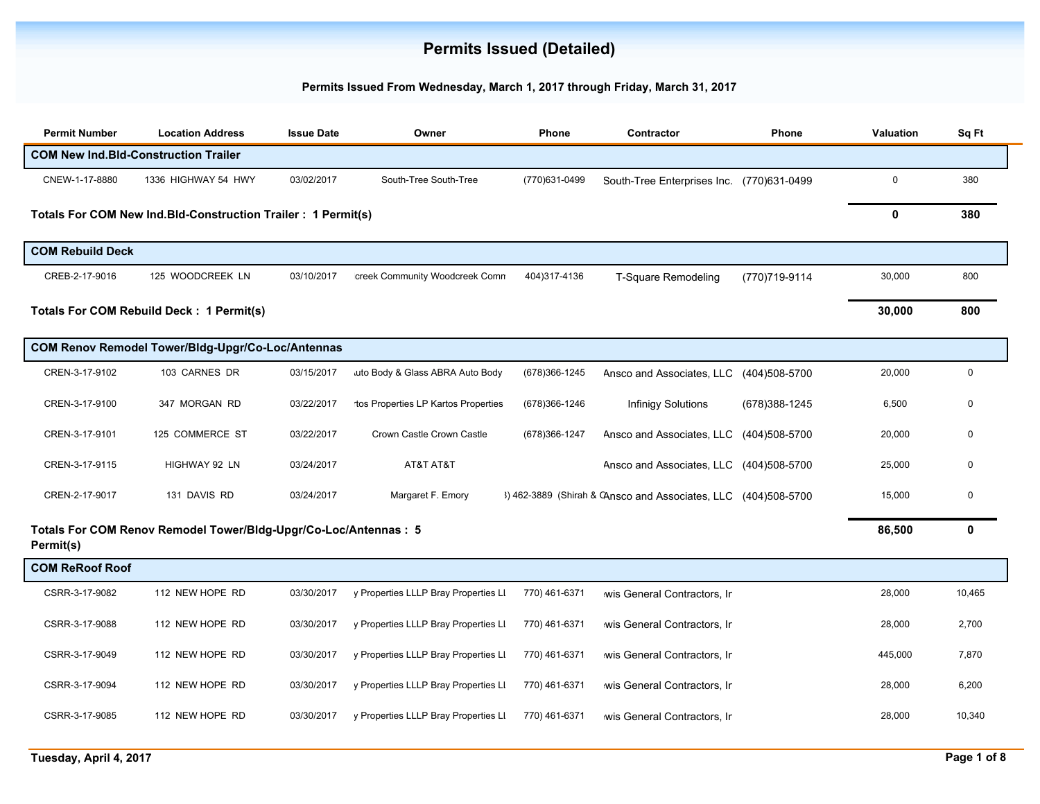# Permits Issued (Detailed)

**Permits Issued From Wednesday, March 1, 2017 through Friday, March 31, 2017**

| Permit Number | Location Address | Issue Date | Owner | Phone | Contractor | Phone | Valuation | Sq Ft |
|---|---|---|---|---|---|---|---|---|
| **COM New Ind.Bld-Construction Trailer** | | | | | | | | |
| CNEW-1-17-8880 | 1336 HIGHWAY 54 HWY | 03/02/2017 | South-Tree South-Tree | (770)631-0499 | South-Tree Enterprises Inc. | (770)631-0499 | 0 | 380 |
| **Totals For COM New Ind.Bld-Construction Trailer : 1 Permit(s)** | | | | | | | **0** | **380** |
| **COM Rebuild Deck** | | | | | | | | |
| CREB-2-17-9016 | 125 WOODCREEK LN | 03/10/2017 | creek Community Woodcreek Comm | 404)317-4136 | T-Square Remodeling | (770)719-9114 | 30,000 | 800 |
| **Totals For COM Rebuild Deck : 1 Permit(s)** | | | | | | | **30,000** | **800** |
| **COM Renov Remodel Tower/Bldg-Upgr/Co-Loc/Antennas** | | | | | | | | |
| CREN-3-17-9102 | 103 CARNES DR | 03/15/2017 | uto Body & Glass ABRA Auto Body | (678)366-1245 | Ansco and Associates, LLC | (404)508-5700 | 20,000 | 0 |
| CREN-3-17-9100 | 347 MORGAN RD | 03/22/2017 | rtos Properties LP Kartos Properties | (678)366-1246 | Infinigy Solutions | (678)388-1245 | 6,500 | 0 |
| CREN-3-17-9101 | 125 COMMERCE ST | 03/22/2017 | Crown Castle Crown Castle | (678)366-1247 | Ansco and Associates, LLC | (404)508-5700 | 20,000 | 0 |
| CREN-3-17-9115 | HIGHWAY 92 LN | 03/24/2017 | AT&T AT&T | | Ansco and Associates, LLC | (404)508-5700 | 25,000 | 0 |
| CREN-2-17-9017 | 131 DAVIS RD | 03/24/2017 | Margaret F. Emory | ) 462-3889 (Shirah & C | Ansco and Associates, LLC | (404)508-5700 | 15,000 | 0 |
| **Totals For COM Renov Remodel Tower/Bldg-Upgr/Co-Loc/Antennas : 5 Permit(s)** | | | | | | | **86,500** | **0** |
| **COM ReRoof Roof** | | | | | | | | |
| CSRR-3-17-9082 | 112 NEW HOPE RD | 03/30/2017 | y Properties LLLP Bray Properties LL | 770) 461-6371 | wis General Contractors, Ir | | 28,000 | 10,465 |
| CSRR-3-17-9088 | 112 NEW HOPE RD | 03/30/2017 | y Properties LLLP Bray Properties LL | 770) 461-6371 | wis General Contractors, Ir | | 28,000 | 2,700 |
| CSRR-3-17-9049 | 112 NEW HOPE RD | 03/30/2017 | y Properties LLLP Bray Properties LL | 770) 461-6371 | wis General Contractors, Ir | | 445,000 | 7,870 |
| CSRR-3-17-9094 | 112 NEW HOPE RD | 03/30/2017 | y Properties LLLP Bray Properties LL | 770) 461-6371 | wis General Contractors, Ir | | 28,000 | 6,200 |
| CSRR-3-17-9085 | 112 NEW HOPE RD | 03/30/2017 | y Properties LLLP Bray Properties LL | 770) 461-6371 | wis General Contractors, Ir | | 28,000 | 10,340 |

Tuesday, April 4, 2017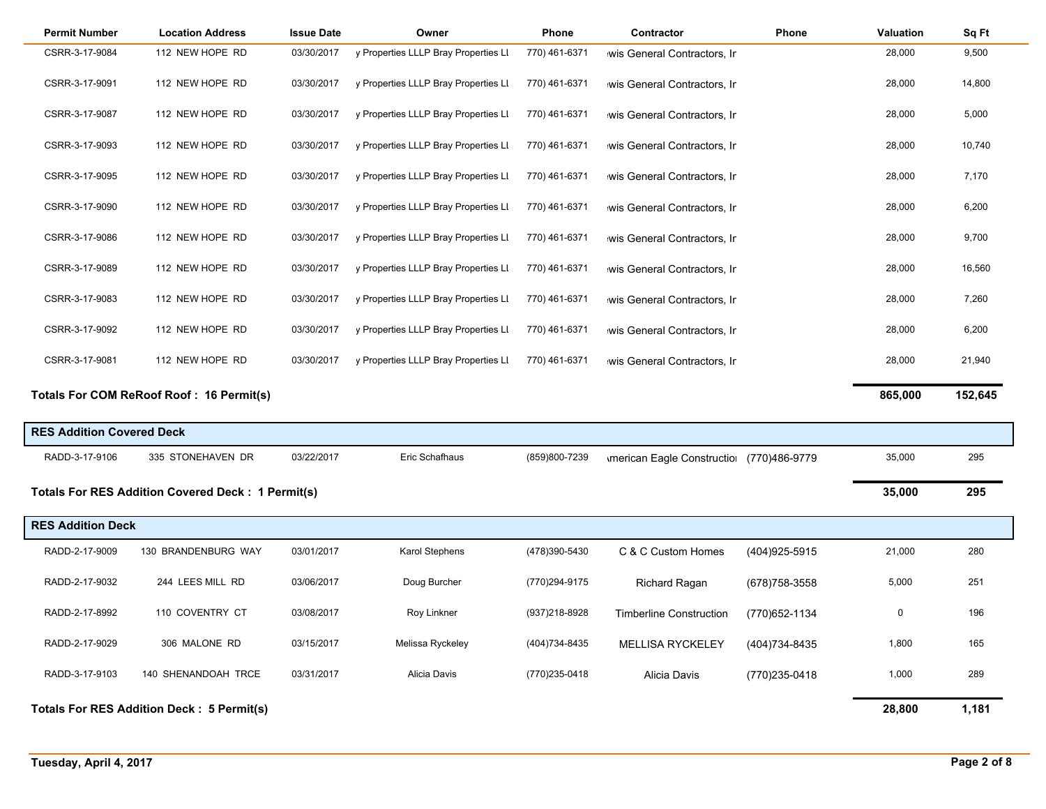| Permit Number | Location Address | Issue Date | Owner | Phone | Contractor | Phone | Valuation | Sq Ft |
|---|---|---|---|---|---|---|---|---|
| CSRR-3-17-9084 | 112 NEW HOPE RD | 03/30/2017 | y Properties LLLP Bray Properties LI | 770) 461-6371 | wis General Contractors, Ir | | 28,000 | 9,500 |
| CSRR-3-17-9091 | 112 NEW HOPE RD | 03/30/2017 | y Properties LLLP Bray Properties LI | 770) 461-6371 | wis General Contractors, Ir | | 28,000 | 14,800 |
| CSRR-3-17-9087 | 112 NEW HOPE RD | 03/30/2017 | y Properties LLLP Bray Properties LI | 770) 461-6371 | wis General Contractors, Ir | | 28,000 | 5,000 |
| CSRR-3-17-9093 | 112 NEW HOPE RD | 03/30/2017 | y Properties LLLP Bray Properties LI | 770) 461-6371 | wis General Contractors, Ir | | 28,000 | 10,740 |
| CSRR-3-17-9095 | 112 NEW HOPE RD | 03/30/2017 | y Properties LLLP Bray Properties LI | 770) 461-6371 | wis General Contractors, Ir | | 28,000 | 7,170 |
| CSRR-3-17-9090 | 112 NEW HOPE RD | 03/30/2017 | y Properties LLLP Bray Properties LI | 770) 461-6371 | wis General Contractors, Ir | | 28,000 | 6,200 |
| CSRR-3-17-9086 | 112 NEW HOPE RD | 03/30/2017 | y Properties LLLP Bray Properties LI | 770) 461-6371 | wis General Contractors, Ir | | 28,000 | 9,700 |
| CSRR-3-17-9089 | 112 NEW HOPE RD | 03/30/2017 | y Properties LLLP Bray Properties LI | 770) 461-6371 | wis General Contractors, Ir | | 28,000 | 16,560 |
| CSRR-3-17-9083 | 112 NEW HOPE RD | 03/30/2017 | y Properties LLLP Bray Properties LI | 770) 461-6371 | wis General Contractors, Ir | | 28,000 | 7,260 |
| CSRR-3-17-9092 | 112 NEW HOPE RD | 03/30/2017 | y Properties LLLP Bray Properties LI | 770) 461-6371 | wis General Contractors, Ir | | 28,000 | 6,200 |
| CSRR-3-17-9081 | 112 NEW HOPE RD | 03/30/2017 | y Properties LLLP Bray Properties LI | 770) 461-6371 | wis General Contractors, Ir | | 28,000 | 21,940 |
| **Totals For COM ReRoof Roof : 16 Permit(s)** | | | | | | | **865,000** | **152,645** |

## RES Addition Covered Deck

| Permit Number | Location Address | Issue Date | Owner | Phone | Contractor | Phone | Valuation | Sq Ft |
|---|---|---|---|---|---|---|---|---|
| RADD-3-17-9106 | 335 STONEHAVEN DR | 03/22/2017 | Eric Schafhaus | (859)800-7239 | ımerican Eagle Constructioı | (770)486-9779 | 35,000 | 295 |
| **Totals For RES Addition Covered Deck : 1 Permit(s)** | | | | | | | **35,000** | **295** |

## RES Addition Deck

| Permit Number | Location Address | Issue Date | Owner | Phone | Contractor | Phone | Valuation | Sq Ft |
|---|---|---|---|---|---|---|---|---|
| RADD-2-17-9009 | 130 BRANDENBURG WAY | 03/01/2017 | Karol Stephens | (478)390-5430 | C & C Custom Homes | (404)925-5915 | 21,000 | 280 |
| RADD-2-17-9032 | 244 LEES MILL RD | 03/06/2017 | Doug Burcher | (770)294-9175 | Richard Ragan | (678)758-3558 | 5,000 | 251 |
| RADD-2-17-8992 | 110 COVENTRY CT | 03/08/2017 | Roy Linkner | (937)218-8928 | Timberline Construction | (770)652-1134 | 0 | 196 |
| RADD-2-17-9029 | 306 MALONE RD | 03/15/2017 | Melissa Ryckeley | (404)734-8435 | MELLISA RYCKELEY | (404)734-8435 | 1,800 | 165 |
| RADD-3-17-9103 | 140 SHENANDOAH TRCE | 03/31/2017 | Alicia Davis | (770)235-0418 | Alicia Davis | (770)235-0418 | 1,000 | 289 |
| **Totals For RES Addition Deck : 5 Permit(s)** | | | | | | | **28,800** | **1,181** |

Tuesday, April 4, 2017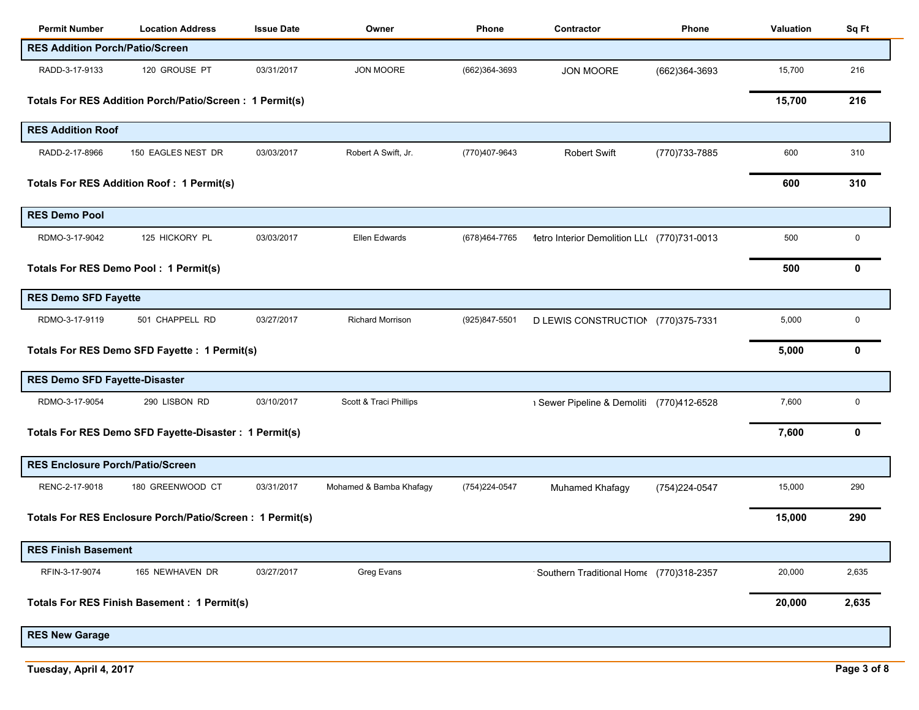| Permit Number | Location Address | Issue Date | Owner | Phone | Contractor | Phone | Valuation | Sq Ft |
|---|---|---|---|---|---|---|---|---|
| **RES Addition Porch/Patio/Screen** | | | | | | | | |
| RADD-3-17-9133 | 120 GROUSE PT | 03/31/2017 | JON MOORE | (662)364-3693 | JON MOORE | (662)364-3693 | 15,700 | 216 |
| **Totals For RES Addition Porch/Patio/Screen : 1 Permit(s)** | | | | | | | **15,700** | **216** |
| **RES Addition Roof** | | | | | | | | |
| RADD-2-17-8966 | 150 EAGLES NEST DR | 03/03/2017 | Robert A Swift, Jr. | (770)407-9643 | Robert Swift | (770)733-7885 | 600 | 310 |
| **Totals For RES Addition Roof : 1 Permit(s)** | | | | | | | **600** | **310** |
| **RES Demo Pool** | | | | | | | | |
| RDMO-3-17-9042 | 125 HICKORY PL | 03/03/2017 | Ellen Edwards | (678)464-7765 | letro Interior Demolition LL( | (770)731-0013 | 500 | 0 |
| **Totals For RES Demo Pool : 1 Permit(s)** | | | | | | | **500** | **0** |
| **RES Demo SFD Fayette** | | | | | | | | |
| RDMO-3-17-9119 | 501 CHAPPELL RD | 03/27/2017 | Richard Morrison | (925)847-5501 | D LEWIS CONSTRUCTION | (770)375-7331 | 5,000 | 0 |
| **Totals For RES Demo SFD Fayette : 1 Permit(s)** | | | | | | | **5,000** | **0** |
| **RES Demo SFD Fayette-Disaster** | | | | | | | | |
| RDMO-3-17-9054 | 290 LISBON RD | 03/10/2017 | Scott & Traci Phillips | | Sewer Pipeline & Demoliti | (770)412-6528 | 7,600 | 0 |
| **Totals For RES Demo SFD Fayette-Disaster : 1 Permit(s)** | | | | | | | **7,600** | **0** |
| **RES Enclosure Porch/Patio/Screen** | | | | | | | | |
| RENC-2-17-9018 | 180 GREENWOOD CT | 03/31/2017 | Mohamed & Bamba Khafagy | (754)224-0547 | Muhamed Khafagy | (754)224-0547 | 15,000 | 290 |
| **Totals For RES Enclosure Porch/Patio/Screen : 1 Permit(s)** | | | | | | | **15,000** | **290** |
| **RES Finish Basement** | | | | | | | | |
| RFIN-3-17-9074 | 165 NEWHAVEN DR | 03/27/2017 | Greg Evans | | Southern Traditional Home | (770)318-2357 | 20,000 | 2,635 |
| **Totals For RES Finish Basement : 1 Permit(s)** | | | | | | | **20,000** | **2,635** |
| **RES New Garage** | | | | | | | | |

Tuesday, April 4, 2017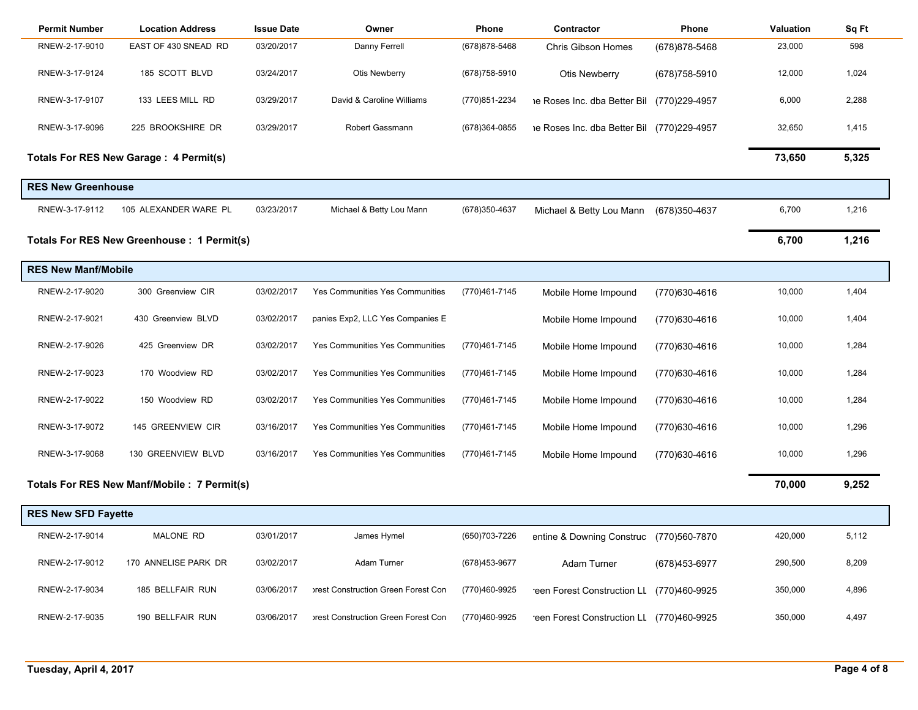| Permit Number | Location Address | Issue Date | Owner | Phone | Contractor | Phone | Valuation | Sq Ft |
|---|---|---|---|---|---|---|---|---|
| RNEW-2-17-9010 | EAST OF 430 SNEAD RD | 03/20/2017 | Danny Ferrell | (678)878-5468 | Chris Gibson Homes | (678)878-5468 | 23,000 | 598 |
| RNEW-3-17-9124 | 185 SCOTT BLVD | 03/24/2017 | Otis Newberry | (678)758-5910 | Otis Newberry | (678)758-5910 | 12,000 | 1,024 |
| RNEW-3-17-9107 | 133 LEES MILL RD | 03/29/2017 | David & Caroline Williams | (770)851-2234 | ıe Roses Inc. dba Better Bil | (770)229-4957 | 6,000 | 2,288 |
| RNEW-3-17-9096 | 225 BROOKSHIRE DR | 03/29/2017 | Robert Gassmann | (678)364-0855 | ıe Roses Inc. dba Better Bil | (770)229-4957 | 32,650 | 1,415 |
| **Totals For RES New Garage : 4 Permit(s)** | | | | | | | **73,650** | **5,325** |
| **RES New Greenhouse** | | | | | | | | |
| RNEW-3-17-9112 | 105 ALEXANDER WARE PL | 03/23/2017 | Michael & Betty Lou Mann | (678)350-4637 | Michael & Betty Lou Mann | (678)350-4637 | 6,700 | 1,216 |
| **Totals For RES New Greenhouse : 1 Permit(s)** | | | | | | | **6,700** | **1,216** |
| **RES New Manf/Mobile** | | | | | | | | |
| RNEW-2-17-9020 | 300 Greenview CIR | 03/02/2017 | Yes Communities Yes Communities | (770)461-7145 | Mobile Home Impound | (770)630-4616 | 10,000 | 1,404 |
| RNEW-2-17-9021 | 430 Greenview BLVD | 03/02/2017 | panies Exp2, LLC Yes Companies E | | Mobile Home Impound | (770)630-4616 | 10,000 | 1,404 |
| RNEW-2-17-9026 | 425 Greenview DR | 03/02/2017 | Yes Communities Yes Communities | (770)461-7145 | Mobile Home Impound | (770)630-4616 | 10,000 | 1,284 |
| RNEW-2-17-9023 | 170 Woodview RD | 03/02/2017 | Yes Communities Yes Communities | (770)461-7145 | Mobile Home Impound | (770)630-4616 | 10,000 | 1,284 |
| RNEW-2-17-9022 | 150 Woodview RD | 03/02/2017 | Yes Communities Yes Communities | (770)461-7145 | Mobile Home Impound | (770)630-4616 | 10,000 | 1,284 |
| RNEW-3-17-9072 | 145 GREENVIEW CIR | 03/16/2017 | Yes Communities Yes Communities | (770)461-7145 | Mobile Home Impound | (770)630-4616 | 10,000 | 1,296 |
| RNEW-3-17-9068 | 130 GREENVIEW BLVD | 03/16/2017 | Yes Communities Yes Communities | (770)461-7145 | Mobile Home Impound | (770)630-4616 | 10,000 | 1,296 |
| **Totals For RES New Manf/Mobile : 7 Permit(s)** | | | | | | | **70,000** | **9,252** |
| **RES New SFD Fayette** | | | | | | | | |
| RNEW-2-17-9014 | MALONE RD | 03/01/2017 | James Hymel | (650)703-7226 | entine & Downing Construc | (770)560-7870 | 420,000 | 5,112 |
| RNEW-2-17-9012 | 170 ANNELISE PARK DR | 03/02/2017 | Adam Turner | (678)453-9677 | Adam Turner | (678)453-6977 | 290,500 | 8,209 |
| RNEW-2-17-9034 | 185 BELLFAIR RUN | 03/06/2017 | ›rest Construction Green Forest Con | (770)460-9925 | ·een Forest Construction LL | (770)460-9925 | 350,000 | 4,896 |
| RNEW-2-17-9035 | 190 BELLFAIR RUN | 03/06/2017 | ›rest Construction Green Forest Con | (770)460-9925 | ·een Forest Construction LL | (770)460-9925 | 350,000 | 4,497 |

Tuesday, April 4, 2017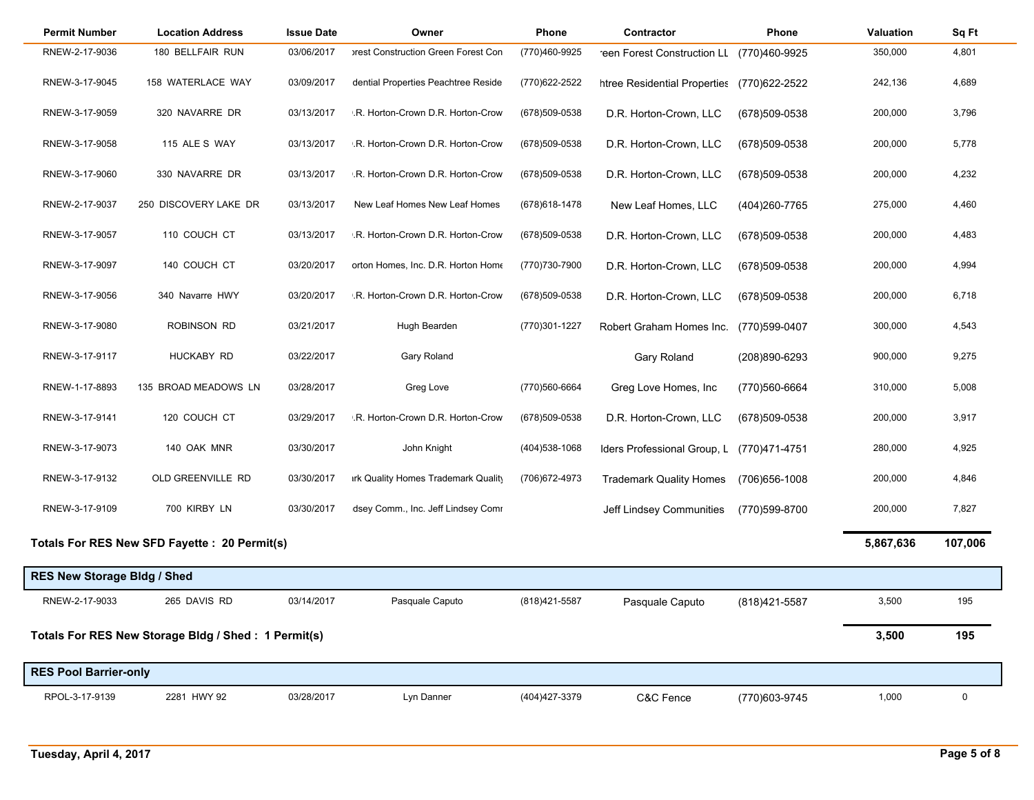| Permit Number | Location Address | Issue Date | Owner | Phone | Contractor | Phone | Valuation | Sq Ft |
|---|---|---|---|---|---|---|---|---|
| RNEW-2-17-9036 | 180 BELLFAIR RUN | 03/06/2017 | rest Construction Green Forest Con | (770)460-9925 | een Forest Construction LL | (770)460-9925 | 350,000 | 4,801 |
| RNEW-3-17-9045 | 158 WATERLACE WAY | 03/09/2017 | dential Properties Peachtree Reside | (770)622-2522 | htree Residential Properties | (770)622-2522 | 242,136 | 4,689 |
| RNEW-3-17-9059 | 320 NAVARRE DR | 03/13/2017 | .R. Horton-Crown D.R. Horton-Crow | (678)509-0538 | D.R. Horton-Crown, LLC | (678)509-0538 | 200,000 | 3,796 |
| RNEW-3-17-9058 | 115 ALE S WAY | 03/13/2017 | .R. Horton-Crown D.R. Horton-Crow | (678)509-0538 | D.R. Horton-Crown, LLC | (678)509-0538 | 200,000 | 5,778 |
| RNEW-3-17-9060 | 330 NAVARRE DR | 03/13/2017 | .R. Horton-Crown D.R. Horton-Crow | (678)509-0538 | D.R. Horton-Crown, LLC | (678)509-0538 | 200,000 | 4,232 |
| RNEW-2-17-9037 | 250 DISCOVERY LAKE DR | 03/13/2017 | New Leaf Homes New Leaf Homes | (678)618-1478 | New Leaf Homes, LLC | (404)260-7765 | 275,000 | 4,460 |
| RNEW-3-17-9057 | 110 COUCH CT | 03/13/2017 | .R. Horton-Crown D.R. Horton-Crow | (678)509-0538 | D.R. Horton-Crown, LLC | (678)509-0538 | 200,000 | 4,483 |
| RNEW-3-17-9097 | 140 COUCH CT | 03/20/2017 | orton Homes, Inc. D.R. Horton Home | (770)730-7900 | D.R. Horton-Crown, LLC | (678)509-0538 | 200,000 | 4,994 |
| RNEW-3-17-9056 | 340 Navarre HWY | 03/20/2017 | .R. Horton-Crown D.R. Horton-Crow | (678)509-0538 | D.R. Horton-Crown, LLC | (678)509-0538 | 200,000 | 6,718 |
| RNEW-3-17-9080 | ROBINSON RD | 03/21/2017 | Hugh Bearden | (770)301-1227 | Robert Graham Homes Inc. | (770)599-0407 | 300,000 | 4,543 |
| RNEW-3-17-9117 | HUCKABY RD | 03/22/2017 | Gary Roland | | Gary Roland | (208)890-6293 | 900,000 | 9,275 |
| RNEW-1-17-8893 | 135 BROAD MEADOWS LN | 03/28/2017 | Greg Love | (770)560-6664 | Greg Love Homes, Inc | (770)560-6664 | 310,000 | 5,008 |
| RNEW-3-17-9141 | 120 COUCH CT | 03/29/2017 | .R. Horton-Crown D.R. Horton-Crow | (678)509-0538 | D.R. Horton-Crown, LLC | (678)509-0538 | 200,000 | 3,917 |
| RNEW-3-17-9073 | 140 OAK MNR | 03/30/2017 | John Knight | (404)538-1068 | lders Professional Group, L | (770)471-4751 | 280,000 | 4,925 |
| RNEW-3-17-9132 | OLD GREENVILLE RD | 03/30/2017 | rk Quality Homes Trademark Quality | (706)672-4973 | Trademark Quality Homes | (706)656-1008 | 200,000 | 4,846 |
| RNEW-3-17-9109 | 700 KIRBY LN | 03/30/2017 | dsey Comm., Inc. Jeff Lindsey Comr | | Jeff Lindsey Communities | (770)599-8700 | 200,000 | 7,827 |

**Totals For RES New SFD Fayette : 20 Permit(s)** — **5,867,636** | **107,006**

## RES New Storage Bldg / Shed

| Permit Number | Location Address | Issue Date | Owner | Phone | Contractor | Phone | Valuation | Sq Ft |
|---|---|---|---|---|---|---|---|---|
| RNEW-2-17-9033 | 265 DAVIS RD | 03/14/2017 | Pasquale Caputo | (818)421-5587 | Pasquale Caputo | (818)421-5587 | 3,500 | 195 |

**Totals For RES New Storage Bldg / Shed : 1 Permit(s)** — **3,500** | **195**

## RES Pool Barrier-only

| Permit Number | Location Address | Issue Date | Owner | Phone | Contractor | Phone | Valuation | Sq Ft |
|---|---|---|---|---|---|---|---|---|
| RPOL-3-17-9139 | 2281 HWY 92 | 03/28/2017 | Lyn Danner | (404)427-3379 | C&C Fence | (770)603-9745 | 1,000 | 0 |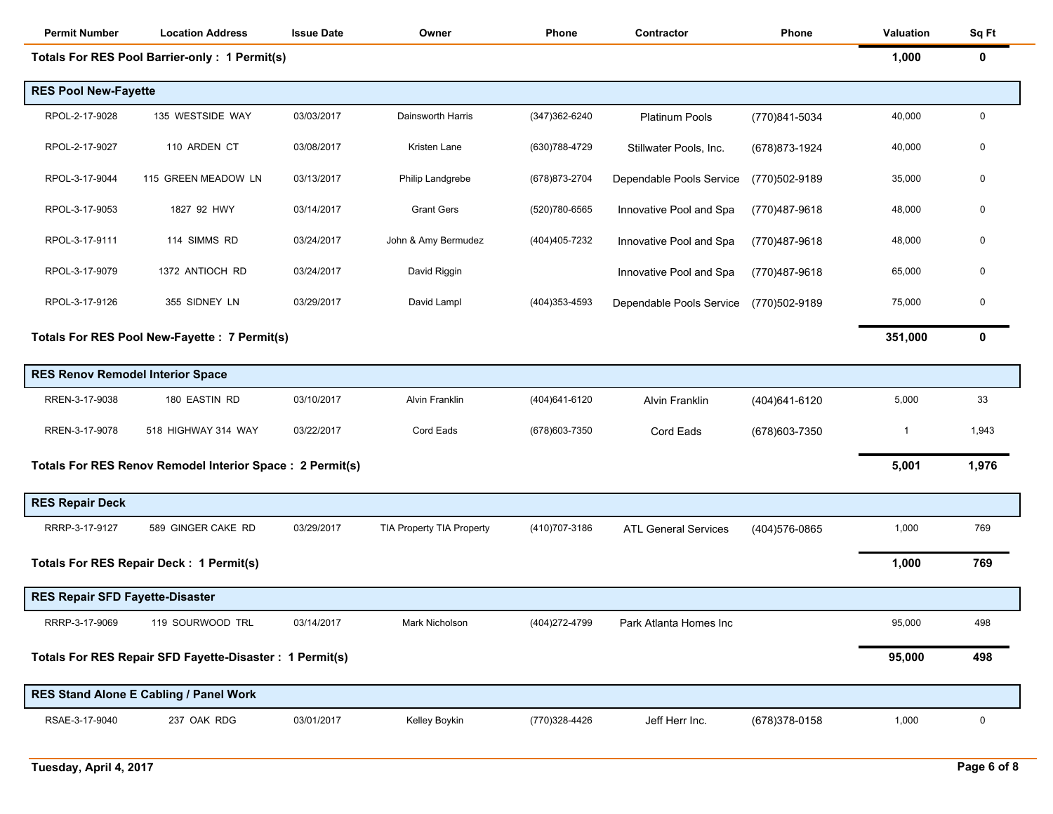| Permit Number | Location Address | Issue Date | Owner | Phone | Contractor | Phone | Valuation | Sq Ft |
|---|---|---|---|---|---|---|---|---|
| **Totals For RES Pool Barrier-only : 1 Permit(s)** | | | | | | | **1,000** | **0** |
| **RES Pool New-Fayette** | | | | | | | | |
| RPOL-2-17-9028 | 135 WESTSIDE WAY | 03/03/2017 | Dainsworth Harris | (347)362-6240 | Platinum Pools | (770)841-5034 | 40,000 | 0 |
| RPOL-2-17-9027 | 110 ARDEN CT | 03/08/2017 | Kristen Lane | (630)788-4729 | Stillwater Pools, Inc. | (678)873-1924 | 40,000 | 0 |
| RPOL-3-17-9044 | 115 GREEN MEADOW LN | 03/13/2017 | Philip Landgrebe | (678)873-2704 | Dependable Pools Service | (770)502-9189 | 35,000 | 0 |
| RPOL-3-17-9053 | 1827 92 HWY | 03/14/2017 | Grant Gers | (520)780-6565 | Innovative Pool and Spa | (770)487-9618 | 48,000 | 0 |
| RPOL-3-17-9111 | 114 SIMMS RD | 03/24/2017 | John & Amy Bermudez | (404)405-7232 | Innovative Pool and Spa | (770)487-9618 | 48,000 | 0 |
| RPOL-3-17-9079 | 1372 ANTIOCH RD | 03/24/2017 | David Riggin | | Innovative Pool and Spa | (770)487-9618 | 65,000 | 0 |
| RPOL-3-17-9126 | 355 SIDNEY LN | 03/29/2017 | David Lampl | (404)353-4593 | Dependable Pools Service | (770)502-9189 | 75,000 | 0 |
| **Totals For RES Pool New-Fayette : 7 Permit(s)** | | | | | | | **351,000** | **0** |
| **RES Renov Remodel Interior Space** | | | | | | | | |
| RREN-3-17-9038 | 180 EASTIN RD | 03/10/2017 | Alvin Franklin | (404)641-6120 | Alvin Franklin | (404)641-6120 | 5,000 | 33 |
| RREN-3-17-9078 | 518 HIGHWAY 314 WAY | 03/22/2017 | Cord Eads | (678)603-7350 | Cord Eads | (678)603-7350 | 1 | 1,943 |
| **Totals For RES Renov Remodel Interior Space : 2 Permit(s)** | | | | | | | **5,001** | **1,976** |
| **RES Repair Deck** | | | | | | | | |
| RRRP-3-17-9127 | 589 GINGER CAKE RD | 03/29/2017 | TIA Property TIA Property | (410)707-3186 | ATL General Services | (404)576-0865 | 1,000 | 769 |
| **Totals For RES Repair Deck : 1 Permit(s)** | | | | | | | **1,000** | **769** |
| **RES Repair SFD Fayette-Disaster** | | | | | | | | |
| RRRP-3-17-9069 | 119 SOURWOOD TRL | 03/14/2017 | Mark Nicholson | (404)272-4799 | Park Atlanta Homes Inc | | 95,000 | 498 |
| **Totals For RES Repair SFD Fayette-Disaster : 1 Permit(s)** | | | | | | | **95,000** | **498** |
| **RES Stand Alone E Cabling / Panel Work** | | | | | | | | |
| RSAE-3-17-9040 | 237 OAK RDG | 03/01/2017 | Kelley Boykin | (770)328-4426 | Jeff Herr Inc. | (678)378-0158 | 1,000 | 0 |

Tuesday, April 4, 2017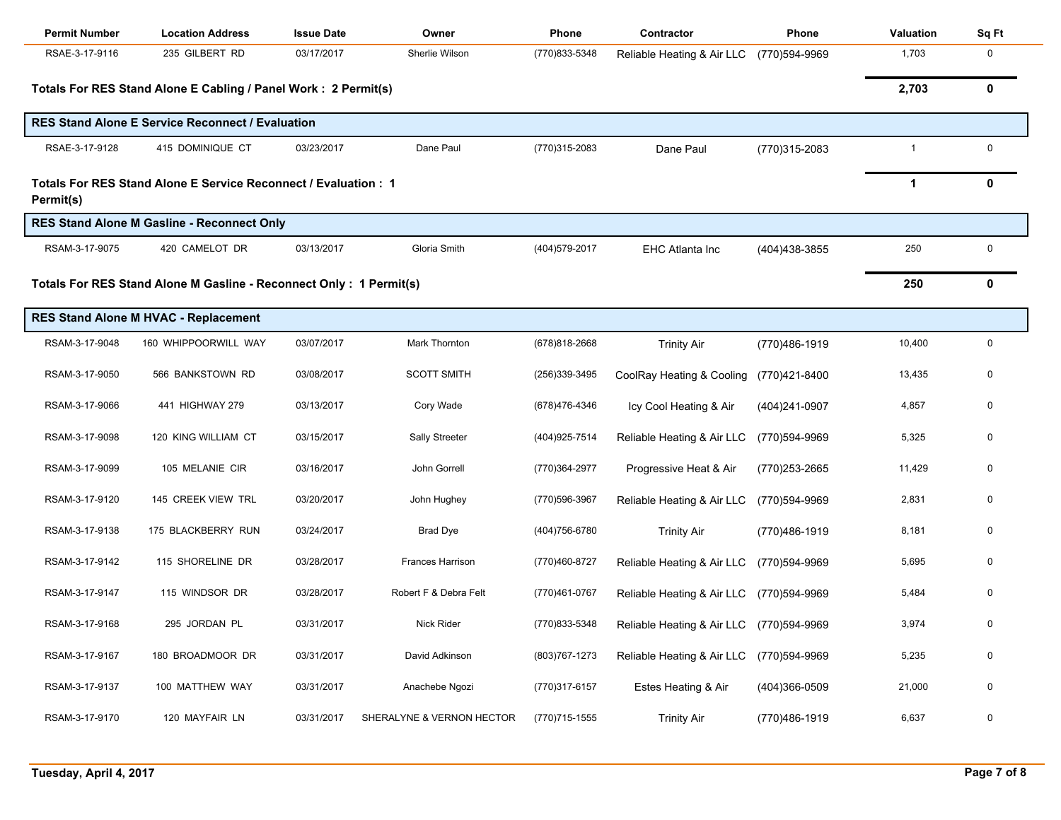| Permit Number | Location Address | Issue Date | Owner | Phone | Contractor | Phone | Valuation | Sq Ft |
|---|---|---|---|---|---|---|---|---|
| RSAE-3-17-9116 | 235 GILBERT RD | 03/17/2017 | Sherlie Wilson | (770)833-5348 | Reliable Heating & Air LLC | (770)594-9969 | 1,703 | 0 |
| **Totals For RES Stand Alone E Cabling / Panel Work : 2 Permit(s)** | | | | | | | **2,703** | **0** |
| **RES Stand Alone E Service Reconnect / Evaluation** | | | | | | | | |
| RSAE-3-17-9128 | 415 DOMINIQUE CT | 03/23/2017 | Dane Paul | (770)315-2083 | Dane Paul | (770)315-2083 | 1 | 0 |
| **Totals For RES Stand Alone E Service Reconnect / Evaluation : 1 Permit(s)** | | | | | | | **1** | **0** |
| **RES Stand Alone M Gasline - Reconnect Only** | | | | | | | | |
| RSAM-3-17-9075 | 420 CAMELOT DR | 03/13/2017 | Gloria Smith | (404)579-2017 | EHC Atlanta Inc | (404)438-3855 | 250 | 0 |
| **Totals For RES Stand Alone M Gasline - Reconnect Only : 1 Permit(s)** | | | | | | | **250** | **0** |
| **RES Stand Alone M HVAC - Replacement** | | | | | | | | |
| RSAM-3-17-9048 | 160 WHIPPOORWILL WAY | 03/07/2017 | Mark Thornton | (678)818-2668 | Trinity Air | (770)486-1919 | 10,400 | 0 |
| RSAM-3-17-9050 | 566 BANKSTOWN RD | 03/08/2017 | SCOTT SMITH | (256)339-3495 | CoolRay Heating & Cooling | (770)421-8400 | 13,435 | 0 |
| RSAM-3-17-9066 | 441 HIGHWAY 279 | 03/13/2017 | Cory Wade | (678)476-4346 | Icy Cool Heating & Air | (404)241-0907 | 4,857 | 0 |
| RSAM-3-17-9098 | 120 KING WILLIAM CT | 03/15/2017 | Sally Streeter | (404)925-7514 | Reliable Heating & Air LLC | (770)594-9969 | 5,325 | 0 |
| RSAM-3-17-9099 | 105 MELANIE CIR | 03/16/2017 | John Gorrell | (770)364-2977 | Progressive Heat & Air | (770)253-2665 | 11,429 | 0 |
| RSAM-3-17-9120 | 145 CREEK VIEW TRL | 03/20/2017 | John Hughey | (770)596-3967 | Reliable Heating & Air LLC | (770)594-9969 | 2,831 | 0 |
| RSAM-3-17-9138 | 175 BLACKBERRY RUN | 03/24/2017 | Brad Dye | (404)756-6780 | Trinity Air | (770)486-1919 | 8,181 | 0 |
| RSAM-3-17-9142 | 115 SHORELINE DR | 03/28/2017 | Frances Harrison | (770)460-8727 | Reliable Heating & Air LLC | (770)594-9969 | 5,695 | 0 |
| RSAM-3-17-9147 | 115 WINDSOR DR | 03/28/2017 | Robert F & Debra Felt | (770)461-0767 | Reliable Heating & Air LLC | (770)594-9969 | 5,484 | 0 |
| RSAM-3-17-9168 | 295 JORDAN PL | 03/31/2017 | Nick Rider | (770)833-5348 | Reliable Heating & Air LLC | (770)594-9969 | 3,974 | 0 |
| RSAM-3-17-9167 | 180 BROADMOOR DR | 03/31/2017 | David Adkinson | (803)767-1273 | Reliable Heating & Air LLC | (770)594-9969 | 5,235 | 0 |
| RSAM-3-17-9137 | 100 MATTHEW WAY | 03/31/2017 | Anachebe Ngozi | (770)317-6157 | Estes Heating & Air | (404)366-0509 | 21,000 | 0 |
| RSAM-3-17-9170 | 120 MAYFAIR LN | 03/31/2017 | SHERALYNE & VERNON HECTOR | (770)715-1555 | Trinity Air | (770)486-1919 | 6,637 | 0 |

Tuesday, April 4, 2017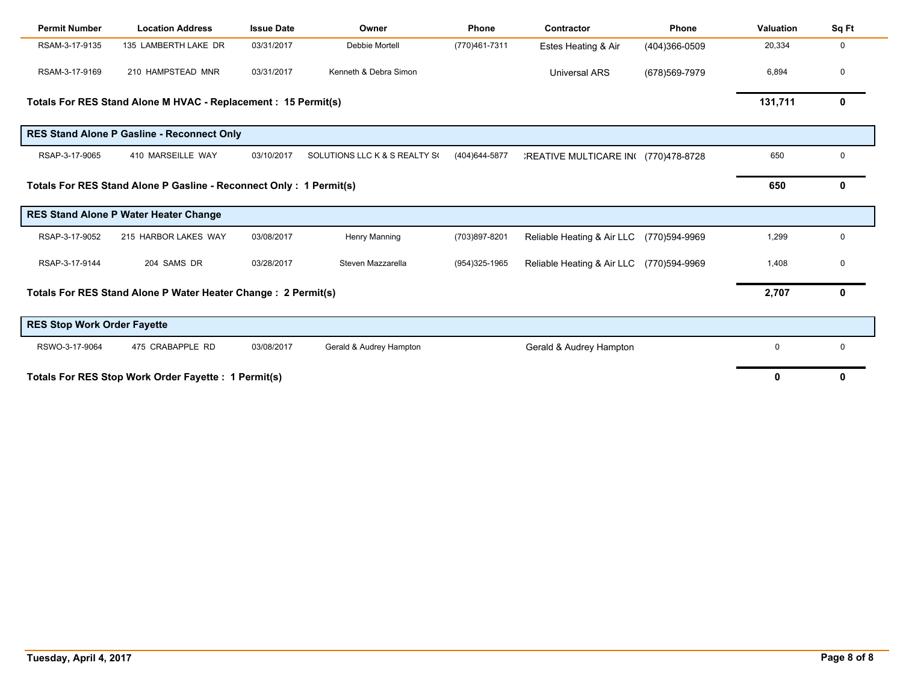| Permit Number | Location Address | Issue Date | Owner | Phone | Contractor | Phone | Valuation | Sq Ft |
|---|---|---|---|---|---|---|---|---|
| RSAM-3-17-9135 | 135 LAMBERTH LAKE DR | 03/31/2017 | Debbie Mortell | (770)461-7311 | Estes Heating & Air | (404)366-0509 | 20,334 | 0 |
| RSAM-3-17-9169 | 210 HAMPSTEAD MNR | 03/31/2017 | Kenneth & Debra Simon | | Universal ARS | (678)569-7979 | 6,894 | 0 |

**Totals For RES Stand Alone M HVAC - Replacement : 15 Permit(s)** — **131,711** | **0**

## RES Stand Alone P Gasline - Reconnect Only

| Permit Number | Location Address | Issue Date | Owner | Phone | Contractor | Phone | Valuation | Sq Ft |
|---|---|---|---|---|---|---|---|---|
| RSAP-3-17-9065 | 410 MARSEILLE WAY | 03/10/2017 | SOLUTIONS LLC K & S REALTY S( | (404)644-5877 | :REATIVE MULTICARE IN( | (770)478-8728 | 650 | 0 |

**Totals For RES Stand Alone P Gasline - Reconnect Only : 1 Permit(s)** — **650** | **0**

## RES Stand Alone P Water Heater Change

| Permit Number | Location Address | Issue Date | Owner | Phone | Contractor | Phone | Valuation | Sq Ft |
|---|---|---|---|---|---|---|---|---|
| RSAP-3-17-9052 | 215 HARBOR LAKES WAY | 03/08/2017 | Henry Manning | (703)897-8201 | Reliable Heating & Air LLC | (770)594-9969 | 1,299 | 0 |
| RSAP-3-17-9144 | 204 SAMS DR | 03/28/2017 | Steven Mazzarella | (954)325-1965 | Reliable Heating & Air LLC | (770)594-9969 | 1,408 | 0 |

**Totals For RES Stand Alone P Water Heater Change : 2 Permit(s)** — **2,707** | **0**

## RES Stop Work Order Fayette

| Permit Number | Location Address | Issue Date | Owner | Phone | Contractor | Phone | Valuation | Sq Ft |
|---|---|---|---|---|---|---|---|---|
| RSWO-3-17-9064 | 475 CRABAPPLE RD | 03/08/2017 | Gerald & Audrey Hampton | | Gerald & Audrey Hampton | | 0 | 0 |

**Totals For RES Stop Work Order Fayette : 1 Permit(s)** — **0** | **0**

**Tuesday, April 4, 2017**